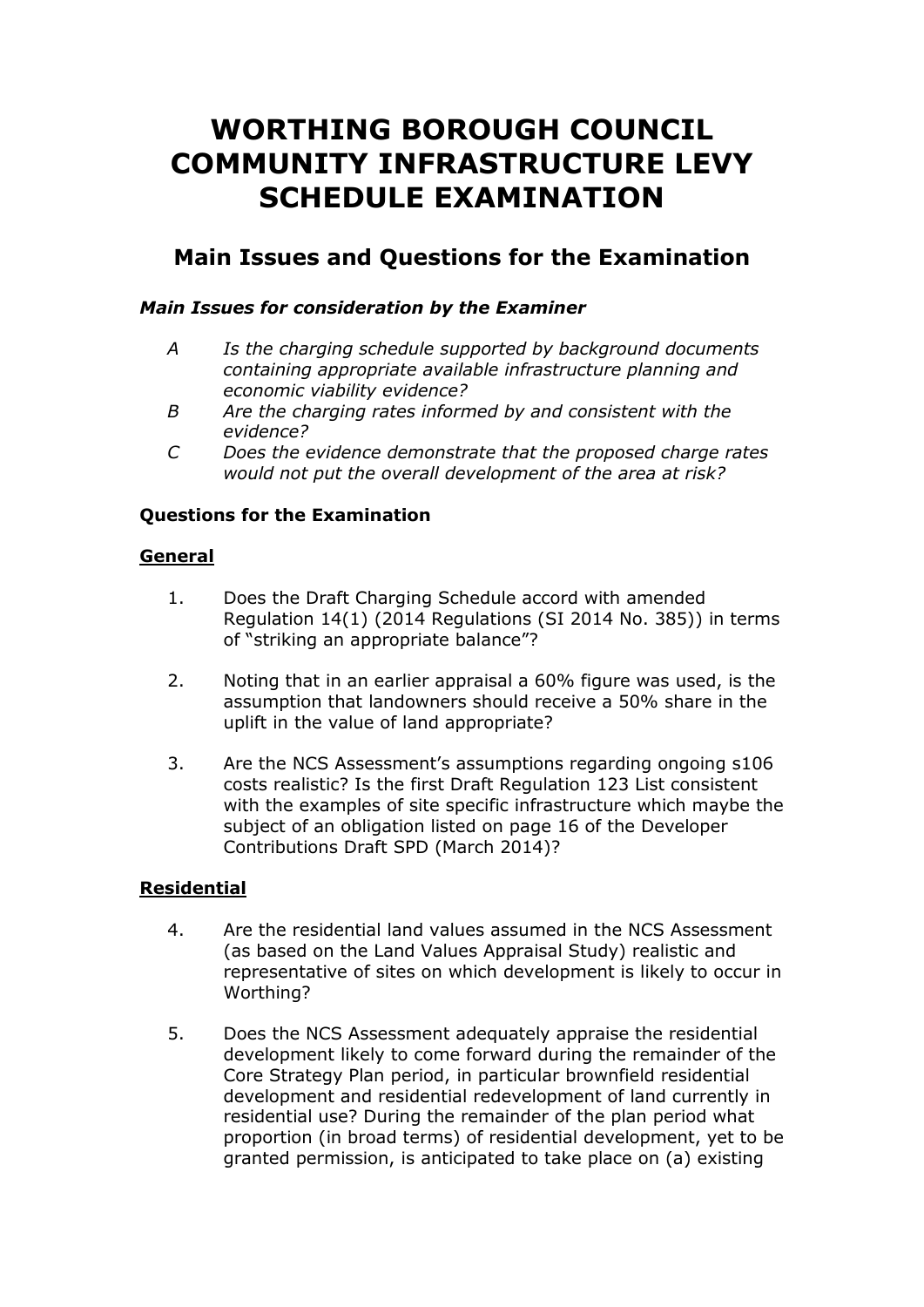# WORTHING BOROUGH COUNCIL COMMUNITY INFRASTRUCTURE LEVY SCHEDULE EXAMINATION

## Main Issues and Questions for the Examination

### *Main Issues for consideration by the Examiner*

- *A Is the charging schedule supported by background documents containing appropriate available infrastructure planning and economic viability evidence?*
- *B Are the charging rates informed by and consistent with the evidence?*
- *C Does the evidence demonstrate that the proposed charge rates would not put the overall development of the area at risk?*

### Questions for the Examination

#### General

1. Does the Draft Charging Schedule accord with amended Regulation 14(1) (2014 Regulations (SI 2014 No. 385)) in terms of "striking an appropriate balance"?

2. Noting that in an earlier appraisal a 60% figure was used, is the assumption that landowners should receive a 50% share in the uplift in the value of land appropriate?

3. Are the NCS Assessment's assumptions regarding ongoing s106 costs realistic? Is the first Draft Regulation 123 List consistent with the examples of site specific infrastructure which maybe the subject of an obligation listed on page 16 of the Developer Contributions Draft SPD (March 2014)?

#### Residential

4. Are the residential land values assumed in the NCS Assessment (as based on the Land Values Appraisal Study) realistic and representative of sites on which development is likely to occur in Worthing?

5. Does the NCS Assessment adequately appraise the residential development likely to come forward during the remainder of the Core Strategy Plan period, in particular brownfield residential development and residential redevelopment of land currently in residential use? During the remainder of the plan period what proportion (in broad terms) of residential development, yet to be granted permission, is anticipated to take place on (a) existing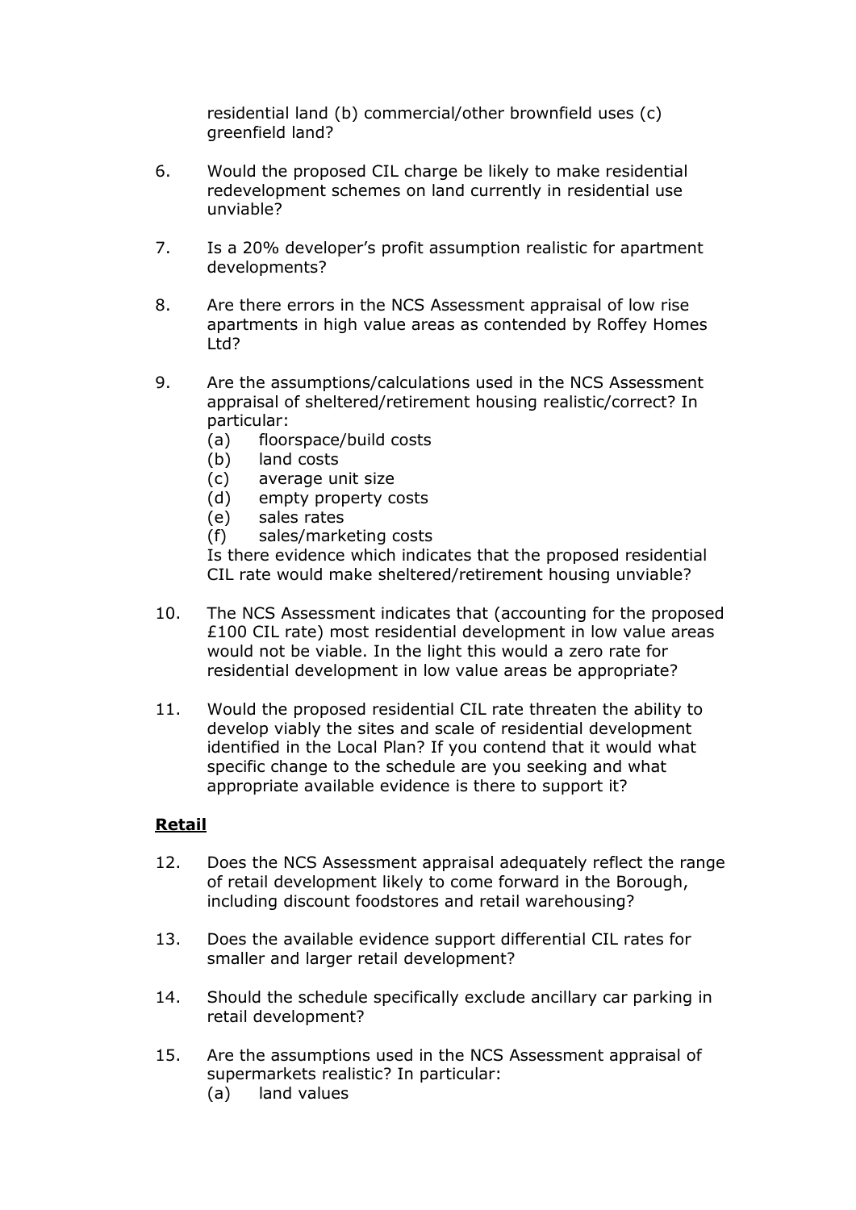residential land (b) commercial/other brownfield uses (c) greenfield land?

6. Would the proposed CIL charge be likely to make residential redevelopment schemes on land currently in residential use unviable?

7. Is a 20% developer's profit assumption realistic for apartment developments?

8. Are there errors in the NCS Assessment appraisal of low rise apartments in high value areas as contended by Roffey Homes Ltd?

9. Are the assumptions/calculations used in the NCS Assessment appraisal of sheltered/retirement housing realistic/correct? In particular:
   (a) floorspace/build costs
   (b) land costs
   (c) average unit size
   (d) empty property costs
   (e) sales rates
   (f) sales/marketing costs

   Is there evidence which indicates that the proposed residential CIL rate would make sheltered/retirement housing unviable?

10. The NCS Assessment indicates that (accounting for the proposed £100 CIL rate) most residential development in low value areas would not be viable. In the light this would a zero rate for residential development in low value areas be appropriate?

11. Would the proposed residential CIL rate threaten the ability to develop viably the sites and scale of residential development identified in the Local Plan? If you contend that it would what specific change to the schedule are you seeking and what appropriate available evidence is there to support it?

**Retail**

12. Does the NCS Assessment appraisal adequately reflect the range of retail development likely to come forward in the Borough, including discount foodstores and retail warehousing?

13. Does the available evidence support differential CIL rates for smaller and larger retail development?

14. Should the schedule specifically exclude ancillary car parking in retail development?

15. Are the assumptions used in the NCS Assessment appraisal of supermarkets realistic? In particular:
    (a) land values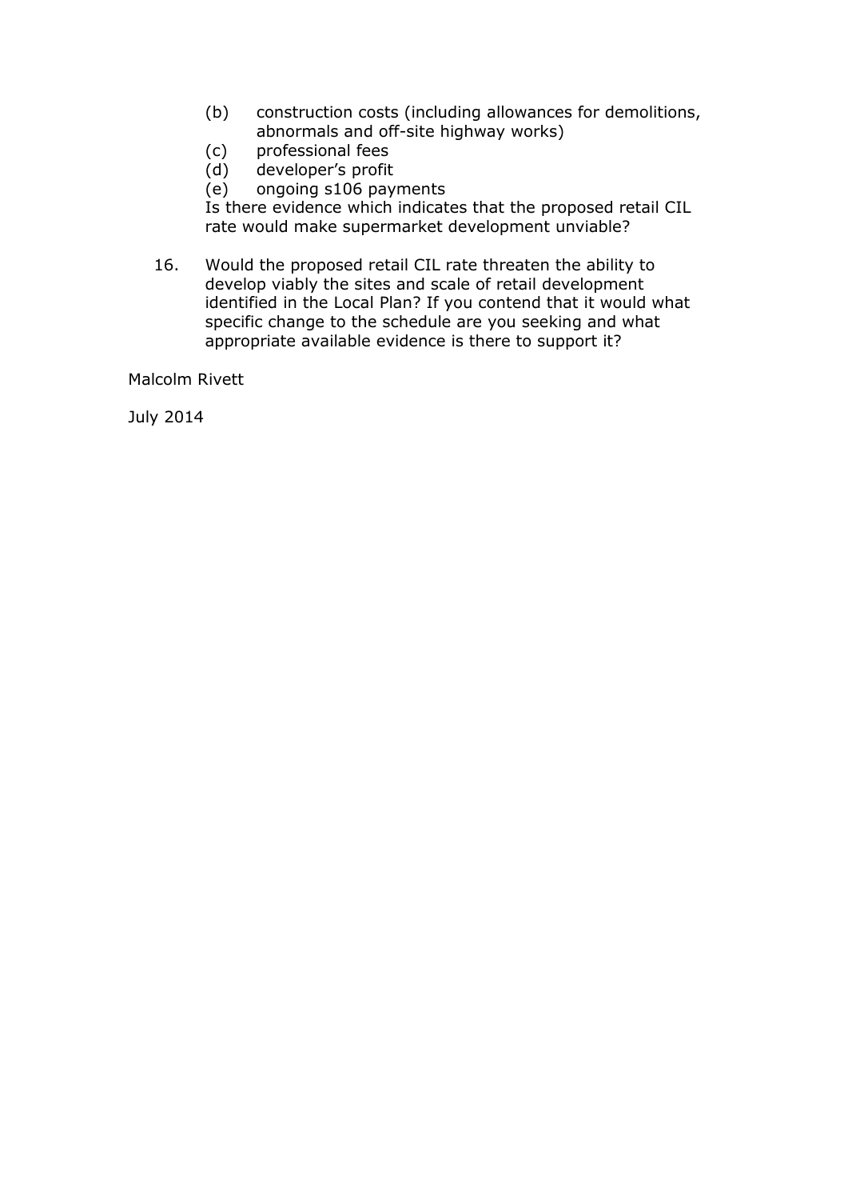(b) construction costs (including allowances for demolitions, abnormals and off-site highway works)
(c) professional fees
(d) developer's profit
(e) ongoing s106 payments

Is there evidence which indicates that the proposed retail CIL rate would make supermarket development unviable?

16. Would the proposed retail CIL rate threaten the ability to develop viably the sites and scale of retail development identified in the Local Plan? If you contend that it would what specific change to the schedule are you seeking and what appropriate available evidence is there to support it?

Malcolm Rivett

July 2014